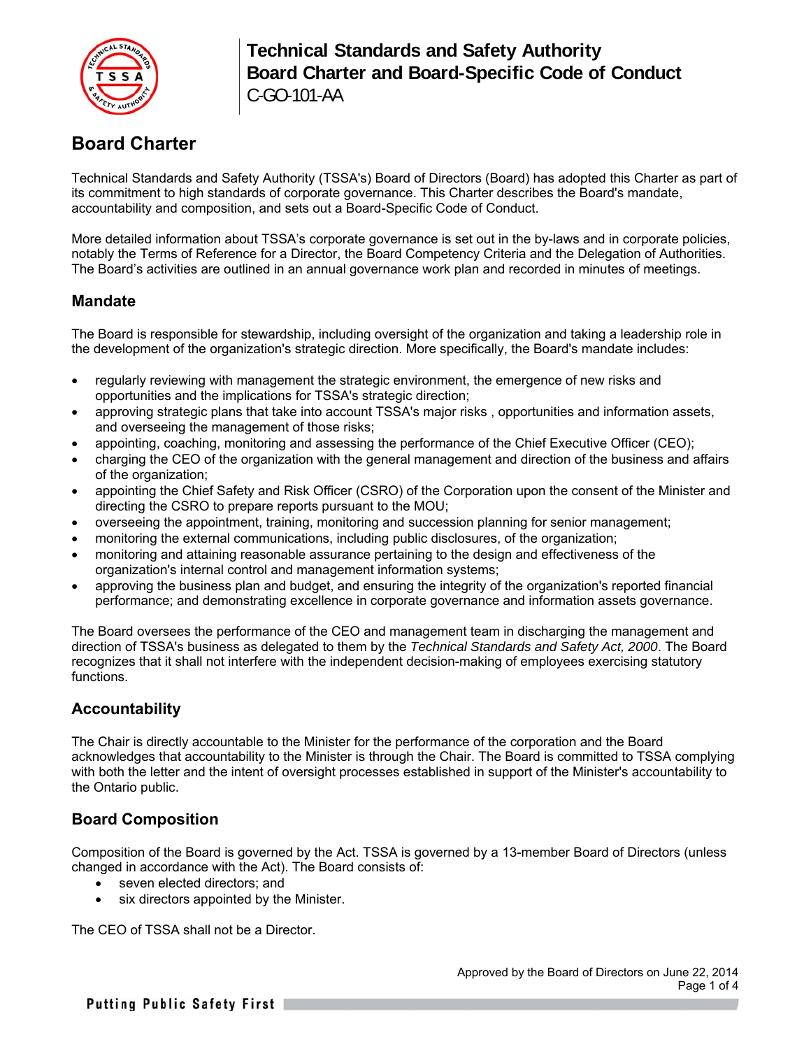# Technical Standards and Safety Authority
# Board Charter and Board-Specific Code of Conduct
C-GO-101-AA

## Board Charter

Technical Standards and Safety Authority (TSSA's) Board of Directors (Board) has adopted this Charter as part of its commitment to high standards of corporate governance. This Charter describes the Board's mandate, accountability and composition, and sets out a Board-Specific Code of Conduct.

More detailed information about TSSA's corporate governance is set out in the by-laws and in corporate policies, notably the Terms of Reference for a Director, the Board Competency Criteria and the Delegation of Authorities. The Board's activities are outlined in an annual governance work plan and recorded in minutes of meetings.

### Mandate

The Board is responsible for stewardship, including oversight of the organization and taking a leadership role in the development of the organization's strategic direction. More specifically, the Board's mandate includes:

- regularly reviewing with management the strategic environment, the emergence of new risks and opportunities and the implications for TSSA's strategic direction;
- approving strategic plans that take into account TSSA's major risks , opportunities and information assets, and overseeing the management of those risks;
- appointing, coaching, monitoring and assessing the performance of the Chief Executive Officer (CEO);
- charging the CEO of the organization with the general management and direction of the business and affairs of the organization;
- appointing the Chief Safety and Risk Officer (CSRO) of the Corporation upon the consent of the Minister and directing the CSRO to prepare reports pursuant to the MOU;
- overseeing the appointment, training, monitoring and succession planning for senior management;
- monitoring the external communications, including public disclosures, of the organization;
- monitoring and attaining reasonable assurance pertaining to the design and effectiveness of the organization's internal control and management information systems;
- approving the business plan and budget, and ensuring the integrity of the organization's reported financial performance; and demonstrating excellence in corporate governance and information assets governance.

The Board oversees the performance of the CEO and management team in discharging the management and direction of TSSA's business as delegated to them by the *Technical Standards and Safety Act, 2000*. The Board recognizes that it shall not interfere with the independent decision-making of employees exercising statutory functions.

### Accountability

The Chair is directly accountable to the Minister for the performance of the corporation and the Board acknowledges that accountability to the Minister is through the Chair. The Board is committed to TSSA complying with both the letter and the intent of oversight processes established in support of the Minister's accountability to the Ontario public.

### Board Composition

Composition of the Board is governed by the Act. TSSA is governed by a 13-member Board of Directors (unless changed in accordance with the Act). The Board consists of:

- seven elected directors; and
- six directors appointed by the Minister.

The CEO of TSSA shall not be a Director.

Approved by the Board of Directors on June 22, 2014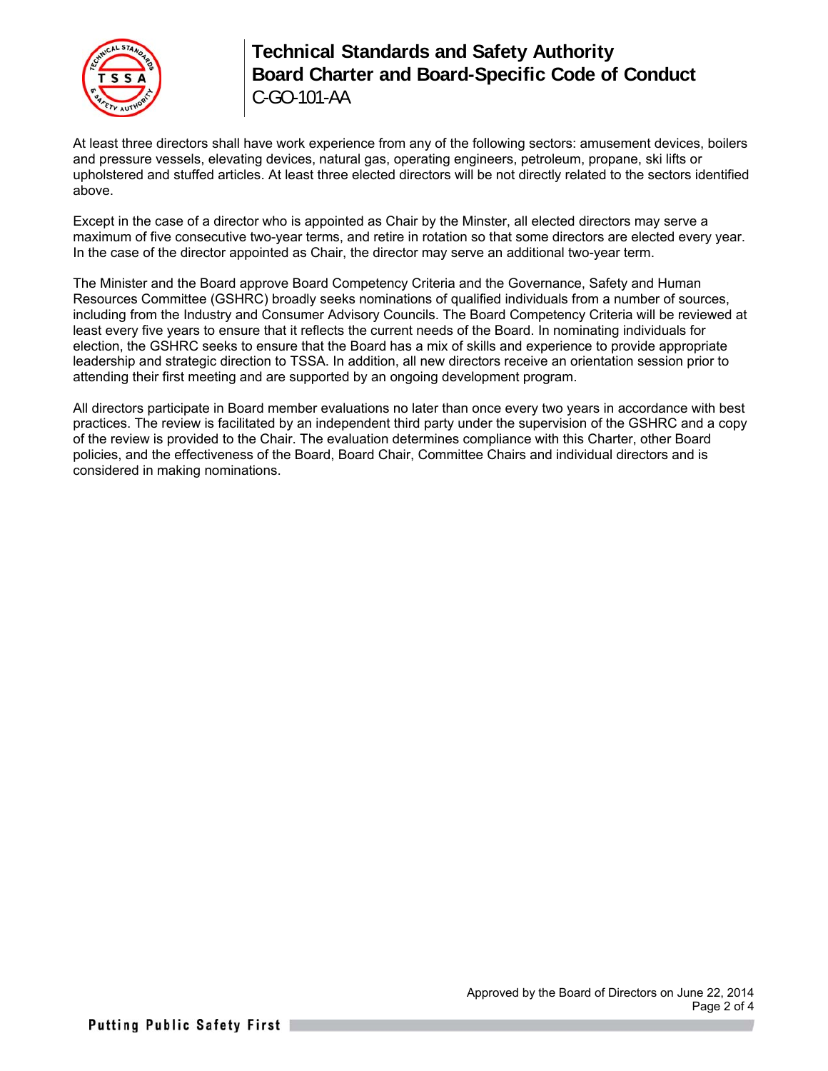At least three directors shall have work experience from any of the following sectors: amusement devices, boilers and pressure vessels, elevating devices, natural gas, operating engineers, petroleum, propane, ski lifts or upholstered and stuffed articles. At least three elected directors will be not directly related to the sectors identified above.

Except in the case of a director who is appointed as Chair by the Minster, all elected directors may serve a maximum of five consecutive two-year terms, and retire in rotation so that some directors are elected every year. In the case of the director appointed as Chair, the director may serve an additional two-year term.

The Minister and the Board approve Board Competency Criteria and the Governance, Safety and Human Resources Committee (GSHRC) broadly seeks nominations of qualified individuals from a number of sources, including from the Industry and Consumer Advisory Councils. The Board Competency Criteria will be reviewed at least every five years to ensure that it reflects the current needs of the Board. In nominating individuals for election, the GSHRC seeks to ensure that the Board has a mix of skills and experience to provide appropriate leadership and strategic direction to TSSA. In addition, all new directors receive an orientation session prior to attending their first meeting and are supported by an ongoing development program.

All directors participate in Board member evaluations no later than once every two years in accordance with best practices. The review is facilitated by an independent third party under the supervision of the GSHRC and a copy of the review is provided to the Chair. The evaluation determines compliance with this Charter, other Board policies, and the effectiveness of the Board, Board Chair, Committee Chairs and individual directors and is considered in making nominations.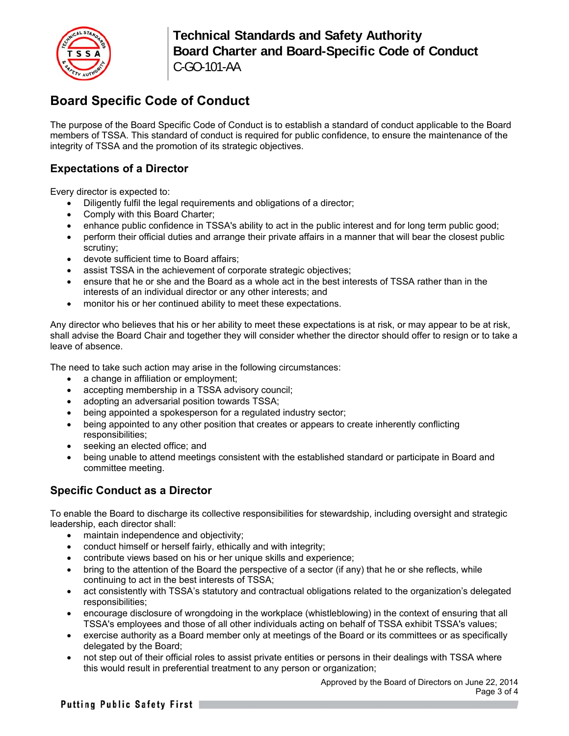## Board Specific Code of Conduct

The purpose of the Board Specific Code of Conduct is to establish a standard of conduct applicable to the Board members of TSSA. This standard of conduct is required for public confidence, to ensure the maintenance of the integrity of TSSA and the promotion of its strategic objectives.

### Expectations of a Director

Every director is expected to:

- Diligently fulfil the legal requirements and obligations of a director;
- Comply with this Board Charter;
- enhance public confidence in TSSA's ability to act in the public interest and for long term public good;
- perform their official duties and arrange their private affairs in a manner that will bear the closest public scrutiny;
- devote sufficient time to Board affairs;
- assist TSSA in the achievement of corporate strategic objectives;
- ensure that he or she and the Board as a whole act in the best interests of TSSA rather than in the interests of an individual director or any other interests; and
- monitor his or her continued ability to meet these expectations.

Any director who believes that his or her ability to meet these expectations is at risk, or may appear to be at risk, shall advise the Board Chair and together they will consider whether the director should offer to resign or to take a leave of absence.

The need to take such action may arise in the following circumstances:

- a change in affiliation or employment;
- accepting membership in a TSSA advisory council;
- adopting an adversarial position towards TSSA;
- being appointed a spokesperson for a regulated industry sector;
- being appointed to any other position that creates or appears to create inherently conflicting responsibilities;
- seeking an elected office; and
- being unable to attend meetings consistent with the established standard or participate in Board and committee meeting.

### Specific Conduct as a Director

To enable the Board to discharge its collective responsibilities for stewardship, including oversight and strategic leadership, each director shall:

- maintain independence and objectivity;
- conduct himself or herself fairly, ethically and with integrity;
- contribute views based on his or her unique skills and experience;
- bring to the attention of the Board the perspective of a sector (if any) that he or she reflects, while continuing to act in the best interests of TSSA;
- act consistently with TSSA's statutory and contractual obligations related to the organization's delegated responsibilities;
- encourage disclosure of wrongdoing in the workplace (whistleblowing) in the context of ensuring that all TSSA's employees and those of all other individuals acting on behalf of TSSA exhibit TSSA's values;
- exercise authority as a Board member only at meetings of the Board or its committees or as specifically delegated by the Board;
- not step out of their official roles to assist private entities or persons in their dealings with TSSA where this would result in preferential treatment to any person or organization;

Approved by the Board of Directors on June 22, 2014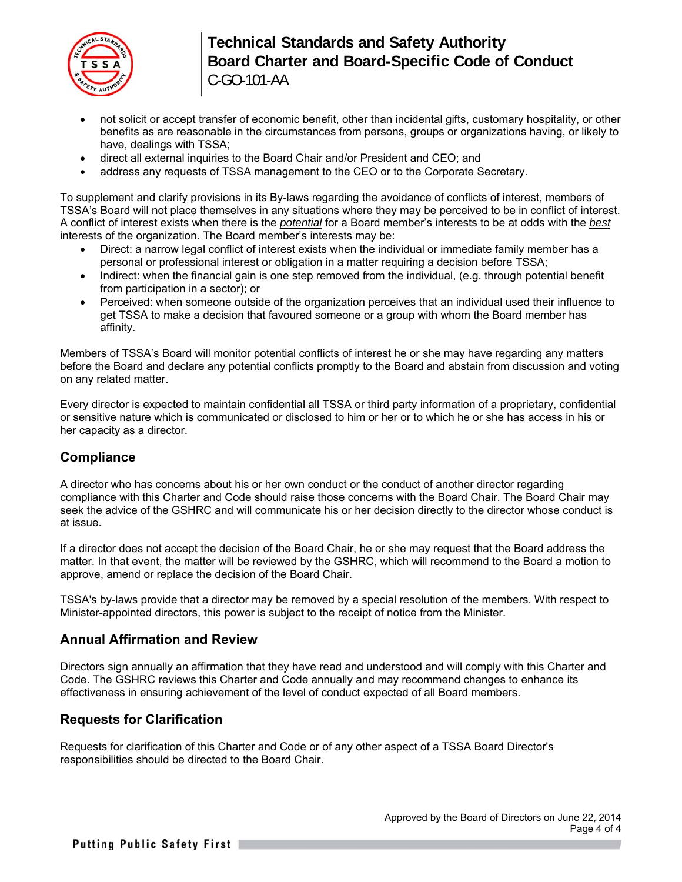- not solicit or accept transfer of economic benefit, other than incidental gifts, customary hospitality, or other benefits as are reasonable in the circumstances from persons, groups or organizations having, or likely to have, dealings with TSSA;
- direct all external inquiries to the Board Chair and/or President and CEO; and
- address any requests of TSSA management to the CEO or to the Corporate Secretary.

To supplement and clarify provisions in its By-laws regarding the avoidance of conflicts of interest, members of TSSA's Board will not place themselves in any situations where they may be perceived to be in conflict of interest. A conflict of interest exists when there is the *potential* for a Board member's interests to be at odds with the *best* interests of the organization. The Board member's interests may be:

- Direct: a narrow legal conflict of interest exists when the individual or immediate family member has a personal or professional interest or obligation in a matter requiring a decision before TSSA;
- Indirect: when the financial gain is one step removed from the individual, (e.g. through potential benefit from participation in a sector); or
- Perceived: when someone outside of the organization perceives that an individual used their influence to get TSSA to make a decision that favoured someone or a group with whom the Board member has affinity.

Members of TSSA's Board will monitor potential conflicts of interest he or she may have regarding any matters before the Board and declare any potential conflicts promptly to the Board and abstain from discussion and voting on any related matter.

Every director is expected to maintain confidential all TSSA or third party information of a proprietary, confidential or sensitive nature which is communicated or disclosed to him or her or to which he or she has access in his or her capacity as a director.

## Compliance

A director who has concerns about his or her own conduct or the conduct of another director regarding compliance with this Charter and Code should raise those concerns with the Board Chair. The Board Chair may seek the advice of the GSHRC and will communicate his or her decision directly to the director whose conduct is at issue.

If a director does not accept the decision of the Board Chair, he or she may request that the Board address the matter. In that event, the matter will be reviewed by the GSHRC, which will recommend to the Board a motion to approve, amend or replace the decision of the Board Chair.

TSSA's by-laws provide that a director may be removed by a special resolution of the members. With respect to Minister-appointed directors, this power is subject to the receipt of notice from the Minister.

## Annual Affirmation and Review

Directors sign annually an affirmation that they have read and understood and will comply with this Charter and Code. The GSHRC reviews this Charter and Code annually and may recommend changes to enhance its effectiveness in ensuring achievement of the level of conduct expected of all Board members.

## Requests for Clarification

Requests for clarification of this Charter and Code or of any other aspect of a TSSA Board Director's responsibilities should be directed to the Board Chair.

Approved by the Board of Directors on June 22, 2014